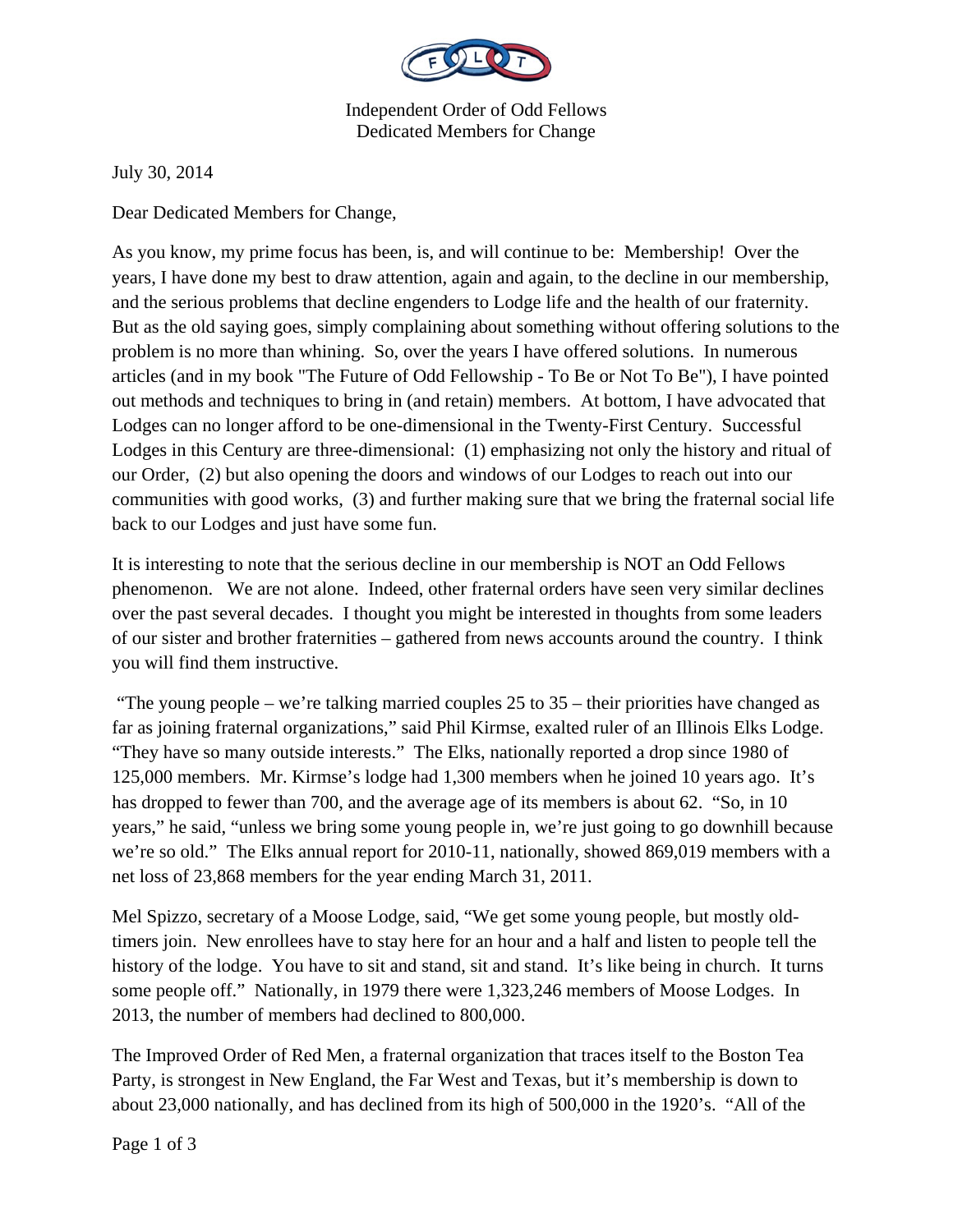Independent Order of Odd Fellows
Dedicated Members for Change

July 30, 2014

Dear Dedicated Members for Change,

As you know, my prime focus has been, is, and will continue to be: Membership! Over the years, I have done my best to draw attention, again and again, to the decline in our membership, and the serious problems that decline engenders to Lodge life and the health of our fraternity. But as the old saying goes, simply complaining about something without offering solutions to the problem is no more than whining. So, over the years I have offered solutions. In numerous articles (and in my book "The Future of Odd Fellowship - To Be or Not To Be"), I have pointed out methods and techniques to bring in (and retain) members. At bottom, I have advocated that Lodges can no longer afford to be one-dimensional in the Twenty-First Century. Successful Lodges in this Century are three-dimensional: (1) emphasizing not only the history and ritual of our Order, (2) but also opening the doors and windows of our Lodges to reach out into our communities with good works, (3) and further making sure that we bring the fraternal social life back to our Lodges and just have some fun.

It is interesting to note that the serious decline in our membership is NOT an Odd Fellows phenomenon. We are not alone. Indeed, other fraternal orders have seen very similar declines over the past several decades. I thought you might be interested in thoughts from some leaders of our sister and brother fraternities – gathered from news accounts around the country. I think you will find them instructive.

"The young people – we're talking married couples 25 to 35 – their priorities have changed as far as joining fraternal organizations," said Phil Kirmse, exalted ruler of an Illinois Elks Lodge. "They have so many outside interests." The Elks, nationally reported a drop since 1980 of 125,000 members. Mr. Kirmse's lodge had 1,300 members when he joined 10 years ago. It's has dropped to fewer than 700, and the average age of its members is about 62. "So, in 10 years," he said, "unless we bring some young people in, we're just going to go downhill because we're so old." The Elks annual report for 2010-11, nationally, showed 869,019 members with a net loss of 23,868 members for the year ending March 31, 2011.

Mel Spizzo, secretary of a Moose Lodge, said, "We get some young people, but mostly old-timers join. New enrollees have to stay here for an hour and a half and listen to people tell the history of the lodge. You have to sit and stand, sit and stand. It's like being in church. It turns some people off." Nationally, in 1979 there were 1,323,246 members of Moose Lodges. In 2013, the number of members had declined to 800,000.

The Improved Order of Red Men, a fraternal organization that traces itself to the Boston Tea Party, is strongest in New England, the Far West and Texas, but it's membership is down to about 23,000 nationally, and has declined from its high of 500,000 in the 1920's. "All of the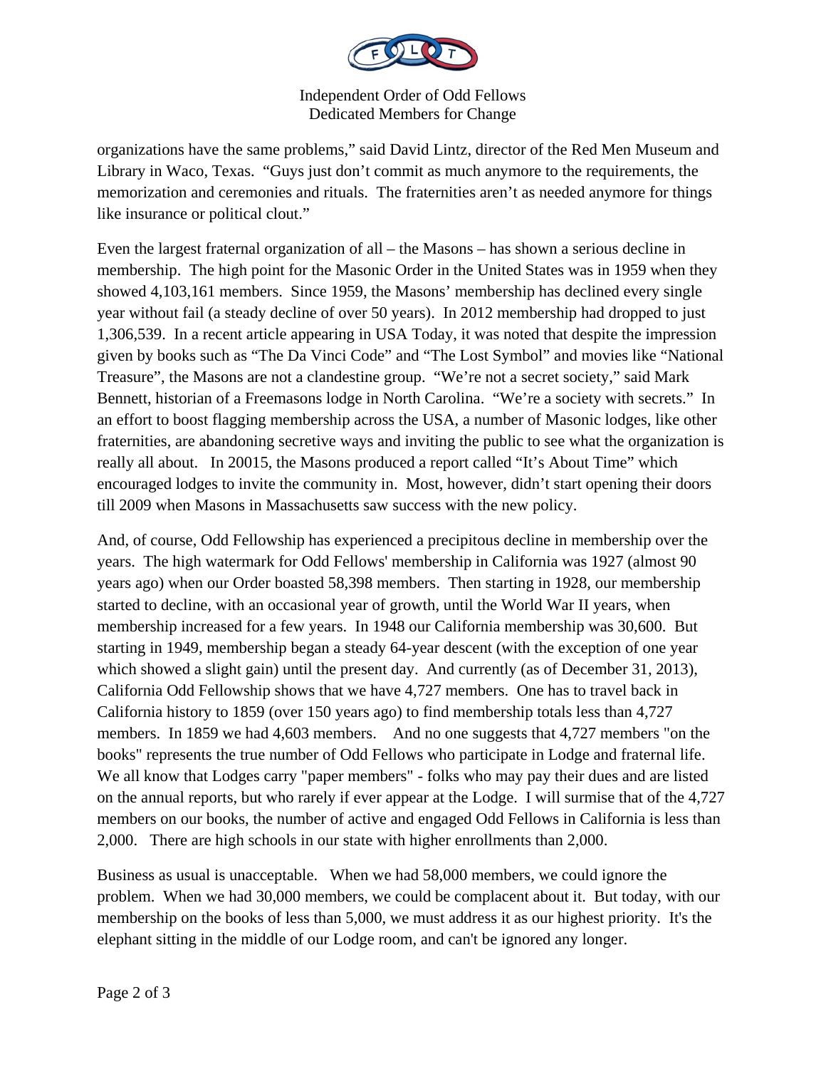organizations have the same problems," said David Lintz, director of the Red Men Museum and Library in Waco, Texas. "Guys just don't commit as much anymore to the requirements, the memorization and ceremonies and rituals. The fraternities aren't as needed anymore for things like insurance or political clout."

Even the largest fraternal organization of all – the Masons – has shown a serious decline in membership. The high point for the Masonic Order in the United States was in 1959 when they showed 4,103,161 members. Since 1959, the Masons' membership has declined every single year without fail (a steady decline of over 50 years). In 2012 membership had dropped to just 1,306,539. In a recent article appearing in USA Today, it was noted that despite the impression given by books such as "The Da Vinci Code" and "The Lost Symbol" and movies like "National Treasure", the Masons are not a clandestine group. "We're not a secret society," said Mark Bennett, historian of a Freemasons lodge in North Carolina. "We're a society with secrets." In an effort to boost flagging membership across the USA, a number of Masonic lodges, like other fraternities, are abandoning secretive ways and inviting the public to see what the organization is really all about. In 20015, the Masons produced a report called "It's About Time" which encouraged lodges to invite the community in. Most, however, didn't start opening their doors till 2009 when Masons in Massachusetts saw success with the new policy.

And, of course, Odd Fellowship has experienced a precipitous decline in membership over the years. The high watermark for Odd Fellows' membership in California was 1927 (almost 90 years ago) when our Order boasted 58,398 members. Then starting in 1928, our membership started to decline, with an occasional year of growth, until the World War II years, when membership increased for a few years. In 1948 our California membership was 30,600. But starting in 1949, membership began a steady 64-year descent (with the exception of one year which showed a slight gain) until the present day. And currently (as of December 31, 2013), California Odd Fellowship shows that we have 4,727 members. One has to travel back in California history to 1859 (over 150 years ago) to find membership totals less than 4,727 members. In 1859 we had 4,603 members. And no one suggests that 4,727 members "on the books" represents the true number of Odd Fellows who participate in Lodge and fraternal life. We all know that Lodges carry "paper members" - folks who may pay their dues and are listed on the annual reports, but who rarely if ever appear at the Lodge. I will surmise that of the 4,727 members on our books, the number of active and engaged Odd Fellows in California is less than 2,000. There are high schools in our state with higher enrollments than 2,000.

Business as usual is unacceptable. When we had 58,000 members, we could ignore the problem. When we had 30,000 members, we could be complacent about it. But today, with our membership on the books of less than 5,000, we must address it as our highest priority. It's the elephant sitting in the middle of our Lodge room, and can't be ignored any longer.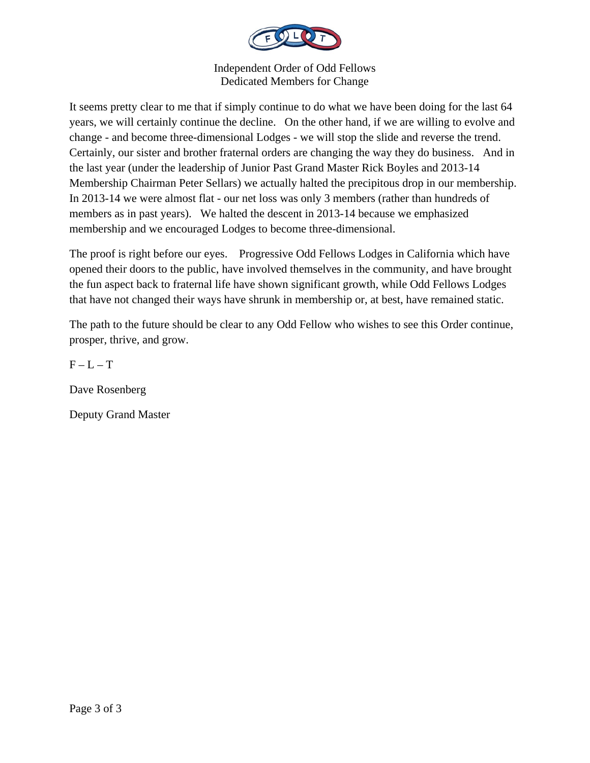Independent Order of Odd Fellows
Dedicated Members for Change

It seems pretty clear to me that if simply continue to do what we have been doing for the last 64 years, we will certainly continue the decline. On the other hand, if we are willing to evolve and change - and become three-dimensional Lodges - we will stop the slide and reverse the trend. Certainly, our sister and brother fraternal orders are changing the way they do business. And in the last year (under the leadership of Junior Past Grand Master Rick Boyles and 2013-14 Membership Chairman Peter Sellars) we actually halted the precipitous drop in our membership. In 2013-14 we were almost flat - our net loss was only 3 members (rather than hundreds of members as in past years). We halted the descent in 2013-14 because we emphasized membership and we encouraged Lodges to become three-dimensional.

The proof is right before our eyes. Progressive Odd Fellows Lodges in California which have opened their doors to the public, have involved themselves in the community, and have brought the fun aspect back to fraternal life have shown significant growth, while Odd Fellows Lodges that have not changed their ways have shrunk in membership or, at best, have remained static.

The path to the future should be clear to any Odd Fellow who wishes to see this Order continue, prosper, thrive, and grow.

F – L – T

Dave Rosenberg

Deputy Grand Master